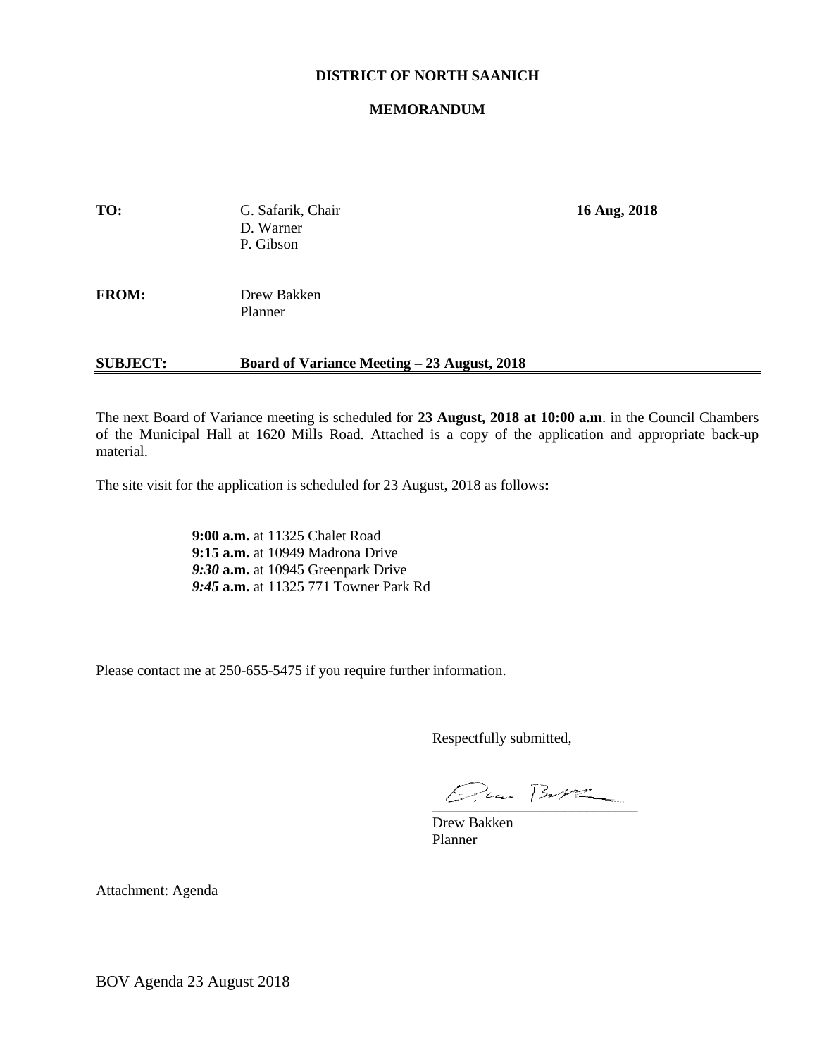**DISTRICT OF NORTH SAANICH**

**MEMORANDUM**

| | | |
|---|---|---|
| **TO:** | G. Safarik, Chair<br>D. Warner<br>P. Gibson | **16 Aug, 2018** |
| **FROM:** | Drew Bakken<br>Planner | |
| **SUBJECT:** | **Board of Variance Meeting – 23 August, 2018** | |

The next Board of Variance meeting is scheduled for **23 August, 2018 at 10:00 a.m**. in the Council Chambers of the Municipal Hall at 1620 Mills Road. Attached is a copy of the application and appropriate back-up material.

The site visit for the application is scheduled for 23 August, 2018 as follows**:**

**9:00 a.m.** at 11325 Chalet Road
**9:15 a.m.** at 10949 Madrona Drive
***9:30*** **a.m.** at 10945 Greenpark Drive
***9:45*** **a.m.** at 11325 771 Towner Park Rd

Please contact me at 250-655-5475 if you require further information.

Respectfully submitted,

Drew Bakken
Planner

Attachment: Agenda

BOV Agenda 23 August 2018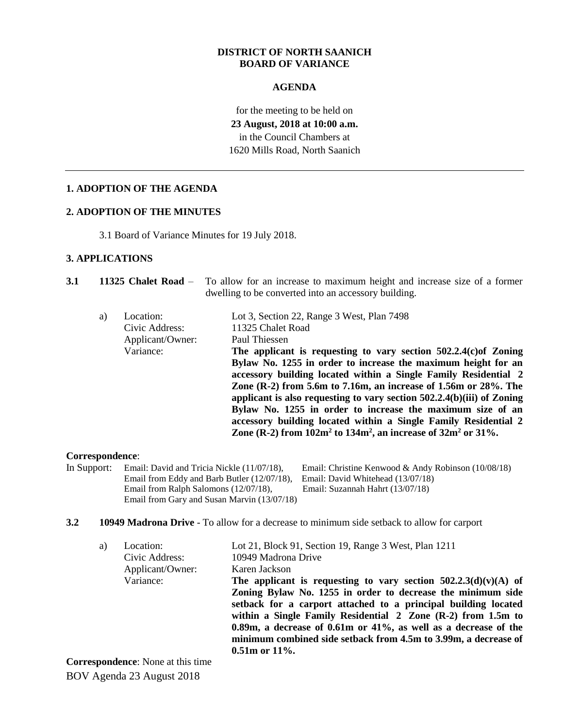**DISTRICT OF NORTH SAANICH**
**BOARD OF VARIANCE**

**AGENDA**

for the meeting to be held on
**23 August, 2018 at 10:00 a.m.**
in the Council Chambers at
1620 Mills Road, North Saanich

---

## 1. ADOPTION OF THE AGENDA

## 2. ADOPTION OF THE MINUTES

3.1 Board of Variance Minutes for 19 July 2018.

## 3. APPLICATIONS

**3.1 11325 Chalet Road** – To allow for an increase to maximum height and increase size of a former dwelling to be converted into an accessory building.

a)
- Location: Lot 3, Section 22, Range 3 West, Plan 7498
- Civic Address: 11325 Chalet Road
- Applicant/Owner: Paul Thiessen
- Variance: **The applicant is requesting to vary section 502.2.4(c)of Zoning Bylaw No. 1255 in order to increase the maximum height for an accessory building located within a Single Family Residential 2 Zone (R-2) from 5.6m to 7.16m, an increase of 1.56m or 28%. The applicant is also requesting to vary section 502.2.4(b)(iii) of Zoning Bylaw No. 1255 in order to increase the maximum size of an accessory building located within a Single Family Residential 2 Zone (R-2) from 102m$^2$ to 134m$^2$, an increase of 32m$^2$ or 31%.**

**Correspondence**:

In Support:
- Email: David and Tricia Nickle (11/07/18),
- Email from Eddy and Barb Butler (12/07/18),
- Email from Ralph Salomons (12/07/18),
- Email from Gary and Susan Marvin (13/07/18)
- Email: Christine Kenwood & Andy Robinson (10/08/18)
- Email: David Whitehead (13/07/18)
- Email: Suzannah Hahrt (13/07/18)

**3.2 10949 Madrona Drive** - To allow for a decrease to minimum side setback to allow for carport

a)
- Location: Lot 21, Block 91, Section 19, Range 3 West, Plan 1211
- Civic Address: 10949 Madrona Drive
- Applicant/Owner: Karen Jackson
- Variance: **The applicant is requesting to vary section 502.2.3(d)(v)(A) of Zoning Bylaw No. 1255 in order to decrease the minimum side setback for a carport attached to a principal building located within a Single Family Residential 2 Zone (R-2) from 1.5m to 0.89m, a decrease of 0.61m or 41%, as well as a decrease of the minimum combined side setback from 4.5m to 3.99m, a decrease of 0.51m or 11%.**

**Correspondence**: None at this time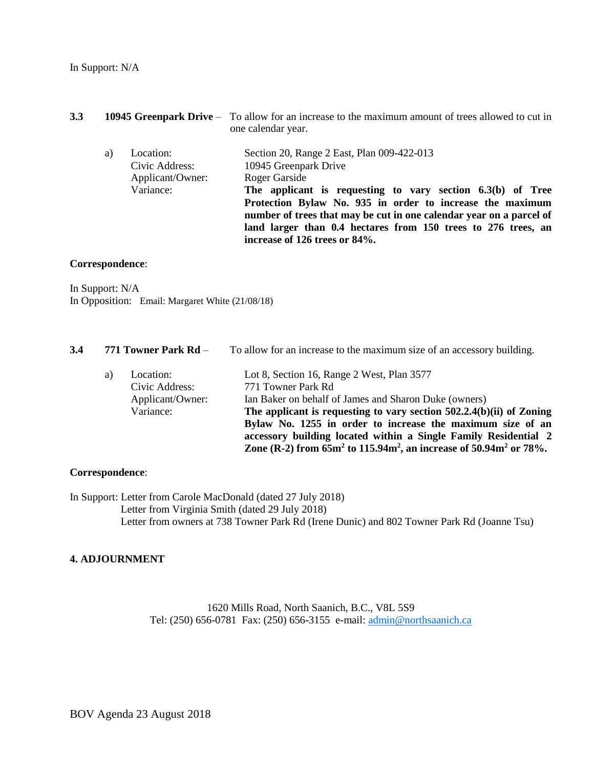In Support: N/A

**3.3 10945 Greenpark Drive** – To allow for an increase to the maximum amount of trees allowed to cut in one calendar year.

a) Location: Section 20, Range 2 East, Plan 009-422-013
Civic Address: 10945 Greenpark Drive
Applicant/Owner: Roger Garside
Variance: **The applicant is requesting to vary section 6.3(b) of Tree Protection Bylaw No. 935 in order to increase the maximum number of trees that may be cut in one calendar year on a parcel of land larger than 0.4 hectares from 150 trees to 276 trees, an increase of 126 trees or 84%.**

**Correspondence**:

In Support: N/A
In Opposition: Email: Margaret White (21/08/18)

**3.4 771 Towner Park Rd** – To allow for an increase to the maximum size of an accessory building.

a) Location: Lot 8, Section 16, Range 2 West, Plan 3577
Civic Address: 771 Towner Park Rd
Applicant/Owner: Ian Baker on behalf of James and Sharon Duke (owners)
Variance: **The applicant is requesting to vary section 502.2.4(b)(ii) of Zoning Bylaw No. 1255 in order to increase the maximum size of an accessory building located within a Single Family Residential 2 Zone (R-2) from $65m^2$ to $115.94m^2$, an increase of $50.94m^2$ or 78%.**

**Correspondence**:

In Support: Letter from Carole MacDonald (dated 27 July 2018)
Letter from Virginia Smith (dated 29 July 2018)
Letter from owners at 738 Towner Park Rd (Irene Dunic) and 802 Towner Park Rd (Joanne Tsu)

**4. ADJOURNMENT**

1620 Mills Road, North Saanich, B.C., V8L 5S9
Tel: (250) 656-0781 Fax: (250) 656-3155 e-mail: admin@northsaanich.ca